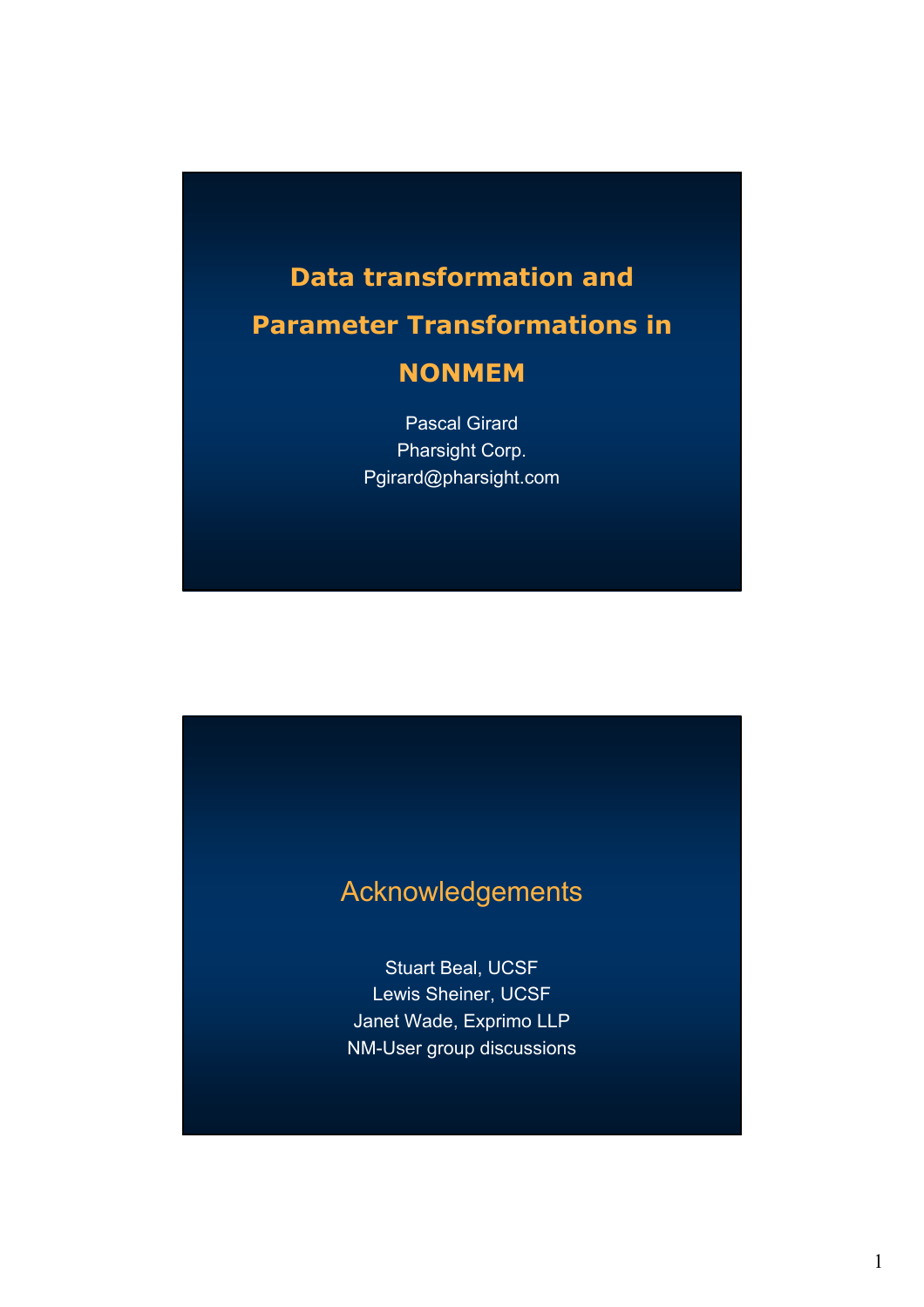# Data transformation and Parameter Transformations in NONMEM

Pascal Girard
Pharsight Corp.
Pgirard@pharsight.com

## Acknowledgements

Stuart Beal, UCSF
Lewis Sheiner, UCSF
Janet Wade, Exprimo LLP
NM-User group discussions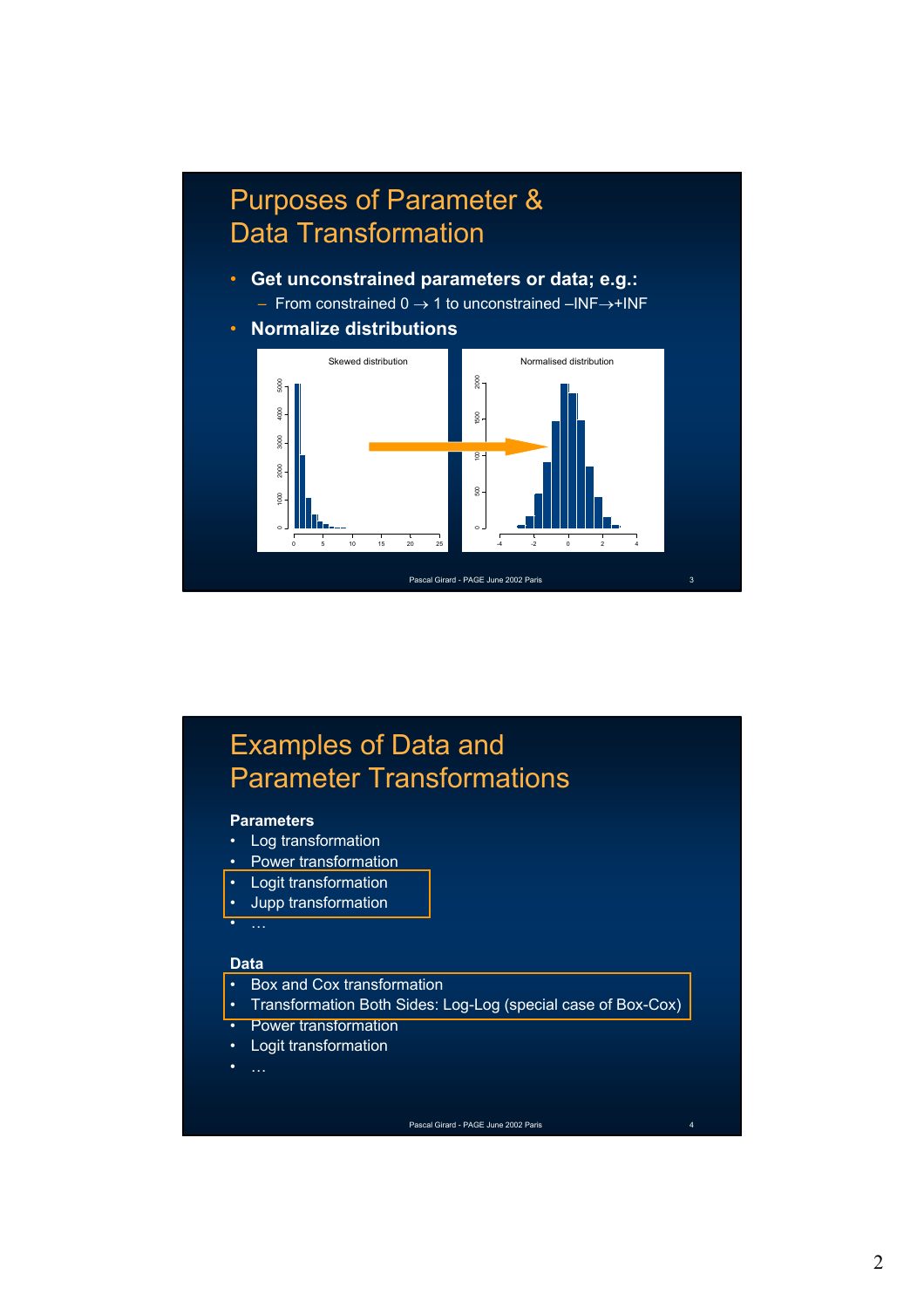# Purposes of Parameter & Data Transformation

- **Get unconstrained parameters or data; e.g.:**
  - From constrained 0 → 1 to unconstrained –INF→+INF
- **Normalize distributions**

Skewed distribution → Normalised distribution

# Examples of Data and Parameter Transformations

**Parameters**

- Log transformation
- Power transformation
- Logit transformation
- Jupp transformation
- …

**Data**

- Box and Cox transformation
- Transformation Both Sides: Log-Log (special case of Box-Cox)
- Power transformation
- Logit transformation
- …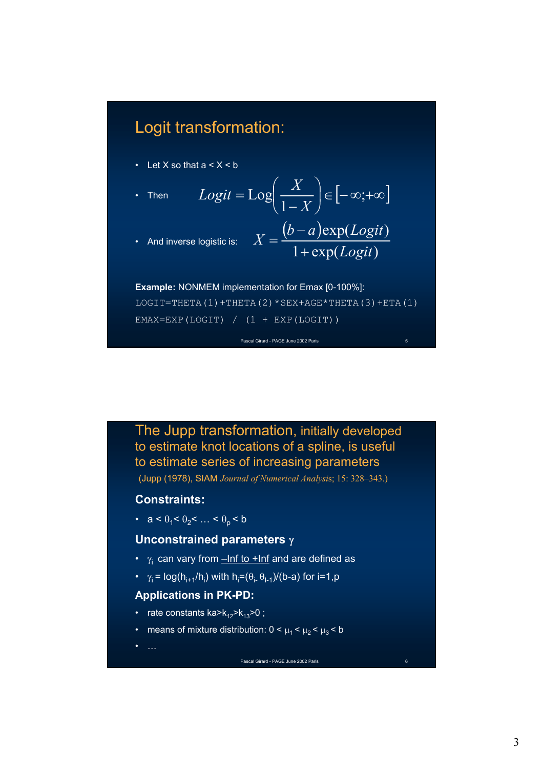## Logit transformation:

- Let X so that a < X < b
- Then $$Logit = \text{Log}\left(\frac{X}{1-X}\right) \in \left[-\infty;+\infty\right]$$
- And inverse logistic is: $$X = \frac{(b-a)\exp(Logit)}{1+\exp(Logit)}$$

**Example:** NONMEM implementation for Emax [0-100%]:

```
LOGIT=THETA(1)+THETA(2)*SEX+AGE*THETA(3)+ETA(1)
EMAX=EXP(LOGIT) / (1 + EXP(LOGIT))
```

## The Jupp transformation, initially developed to estimate knot locations of a spline, is useful to estimate series of increasing parameters

(Jupp (1978), SIAM *Journal of Numerical Analysis*; 15: 328–343.)

### Constraints:

- $a < \theta_1 < \theta_2 < \ldots < \theta_p < b$

### Unconstrained parameters $\gamma$

- $\gamma_i$ can vary from –Inf to +Inf and are defined as
- $\gamma_i = \log(h_{i+1}/h_i)$ with $h_i=(\theta_{i-}\ \theta_{I-1})/(b-a)$ for i=1,p

### Applications in PK-PD:

- rate constants $ka>k_{12}>k_{13}>0$ ;
- means of mixture distribution: $0 < \mu_1 < \mu_2 < \mu_3 < b$
- …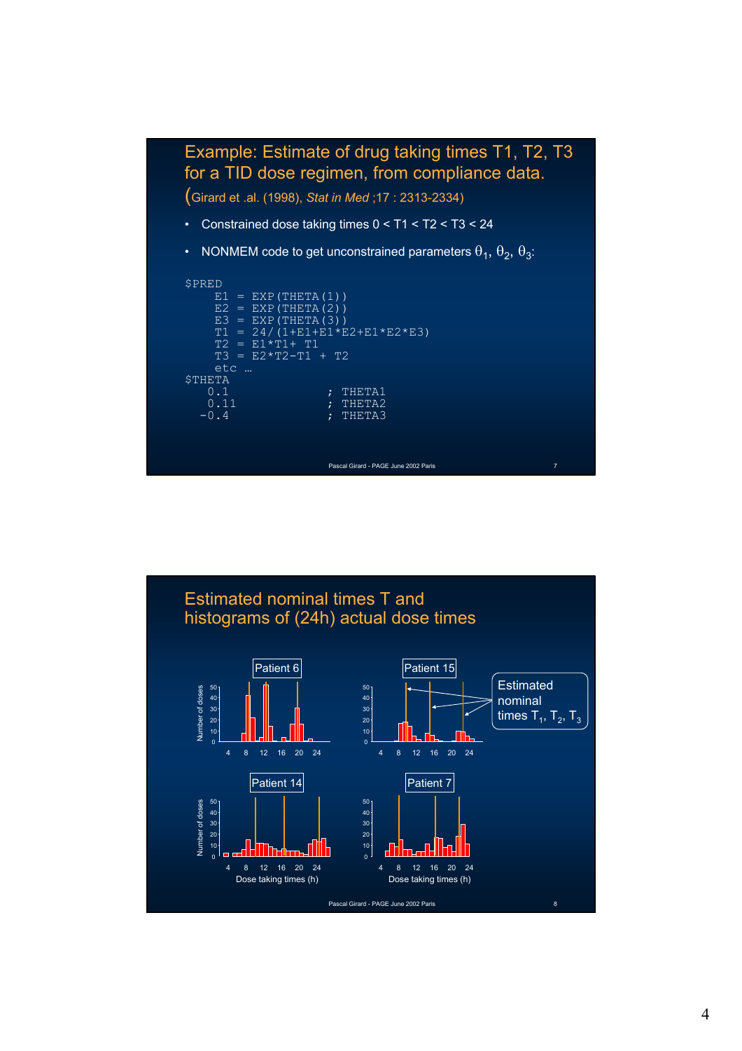## Example: Estimate of drug taking times T1, T2, T3 for a TID dose regimen, from compliance data.

(Girard et .al. (1998), *Stat in Med* ;17 : 2313-2334)

- Constrained dose taking times 0 < T1 < T2 < T3 < 24
- NONMEM code to get unconstrained parameters $\theta_1$, $\theta_2$, $\theta_3$:

```
$PRED
    E1 = EXP(THETA(1))
    E2 = EXP(THETA(2))
    E3 = EXP(THETA(3))
    T1 = 24/(1+E1+E1*E2+E1*E2*E3)
    T2 = E1*T1+ T1
    T3 = E2*T2-T1 + T2
    etc …
$THETA
   0.1              ; THETA1
   0.11             ; THETA2
  -0.4              ; THETA3
```

## Estimated nominal times T and histograms of (24h) actual dose times

Patient 6 | Patient 15 | Patient 14 | Patient 7

Estimated nominal times $T_1$, $T_2$, $T_3$

Number of doses

Dose taking times (h)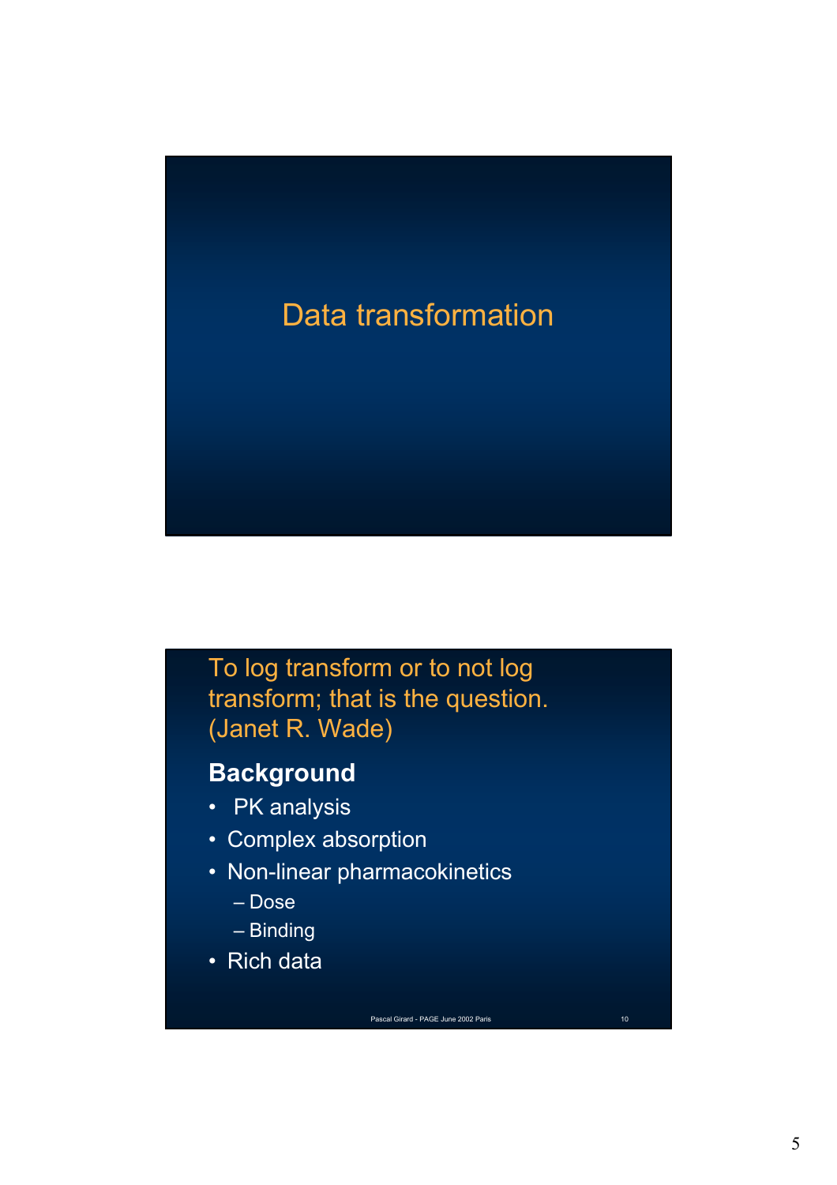# Data transformation

## To log transform or to not log transform; that is the question. (Janet R. Wade)

**Background**

- PK analysis
- Complex absorption
- Non-linear pharmacokinetics
  - Dose
  - Binding
- Rich data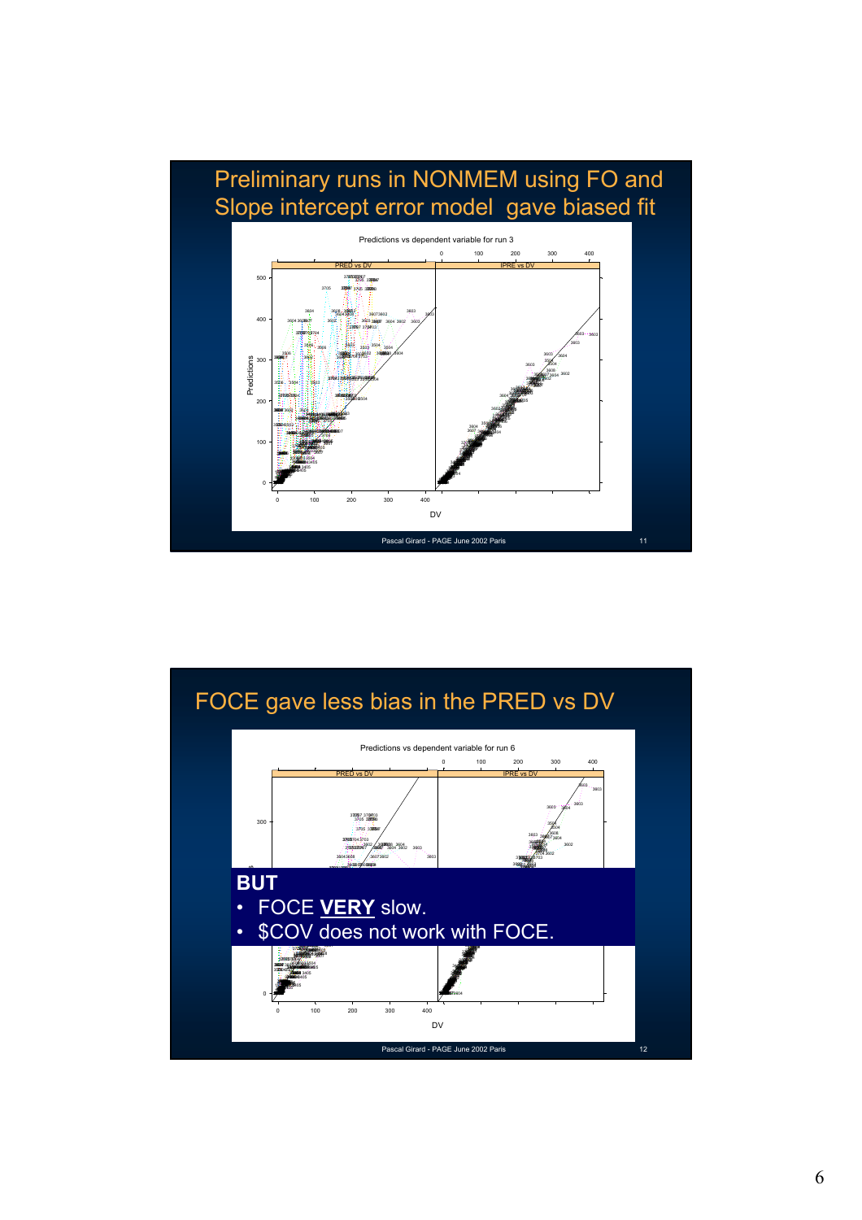## Preliminary runs in NONMEM using FO and Slope intercept error model gave biased fit

Predictions vs dependent variable for run 3

PRED vs DV | IPRE vs DV

Predictions

DV

Pascal Girard - PAGE June 2002 Paris

## FOCE gave less bias in the PRED vs DV

Predictions vs dependent variable for run 6

PRED vs DV | IPRE vs DV

**BUT**

- FOCE **VERY** slow.
- $COV does not work with FOCE.

DV

Pascal Girard - PAGE June 2002 Paris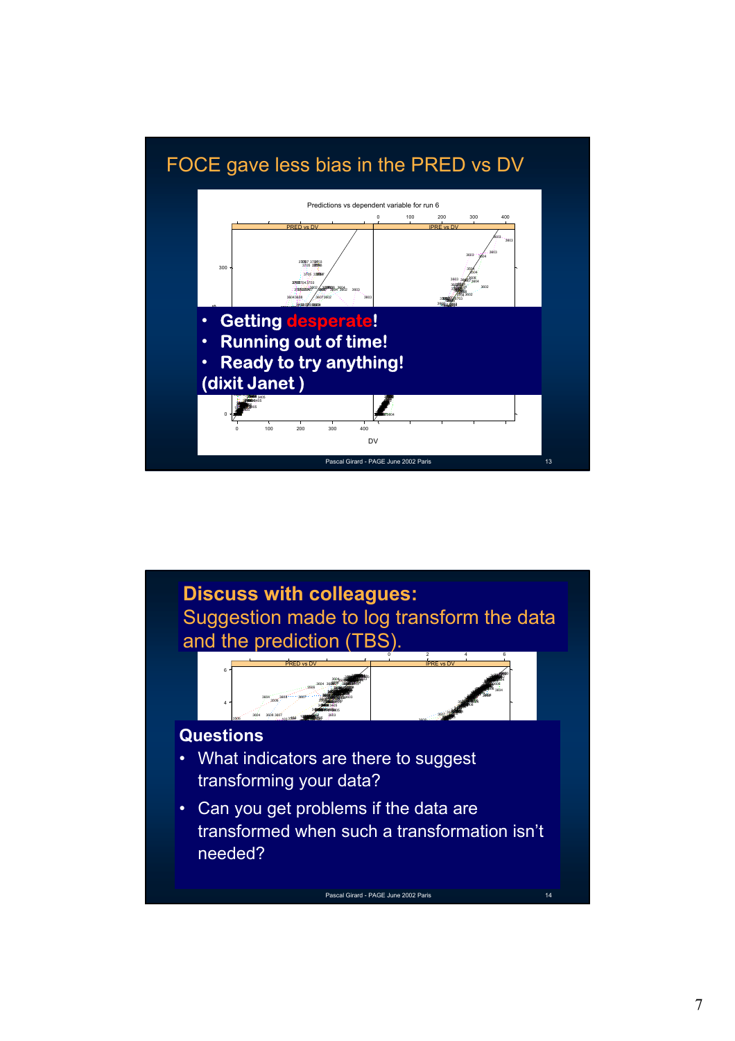## FOCE gave less bias in the PRED vs DV

Predictions vs dependent variable for run 6

PRED vs DV | IPRE vs DV

- **Getting desperate!**
- **Running out of time!**
- **Ready to try anything!**

**(dixit Janet )**

DV

---

**Discuss with colleagues:**

Suggestion made to log transform the data and the prediction (TBS).

PRED vs DV | IPRE vs DV

**Questions**

- What indicators are there to suggest transforming your data?
- Can you get problems if the data are transformed when such a transformation isn't needed?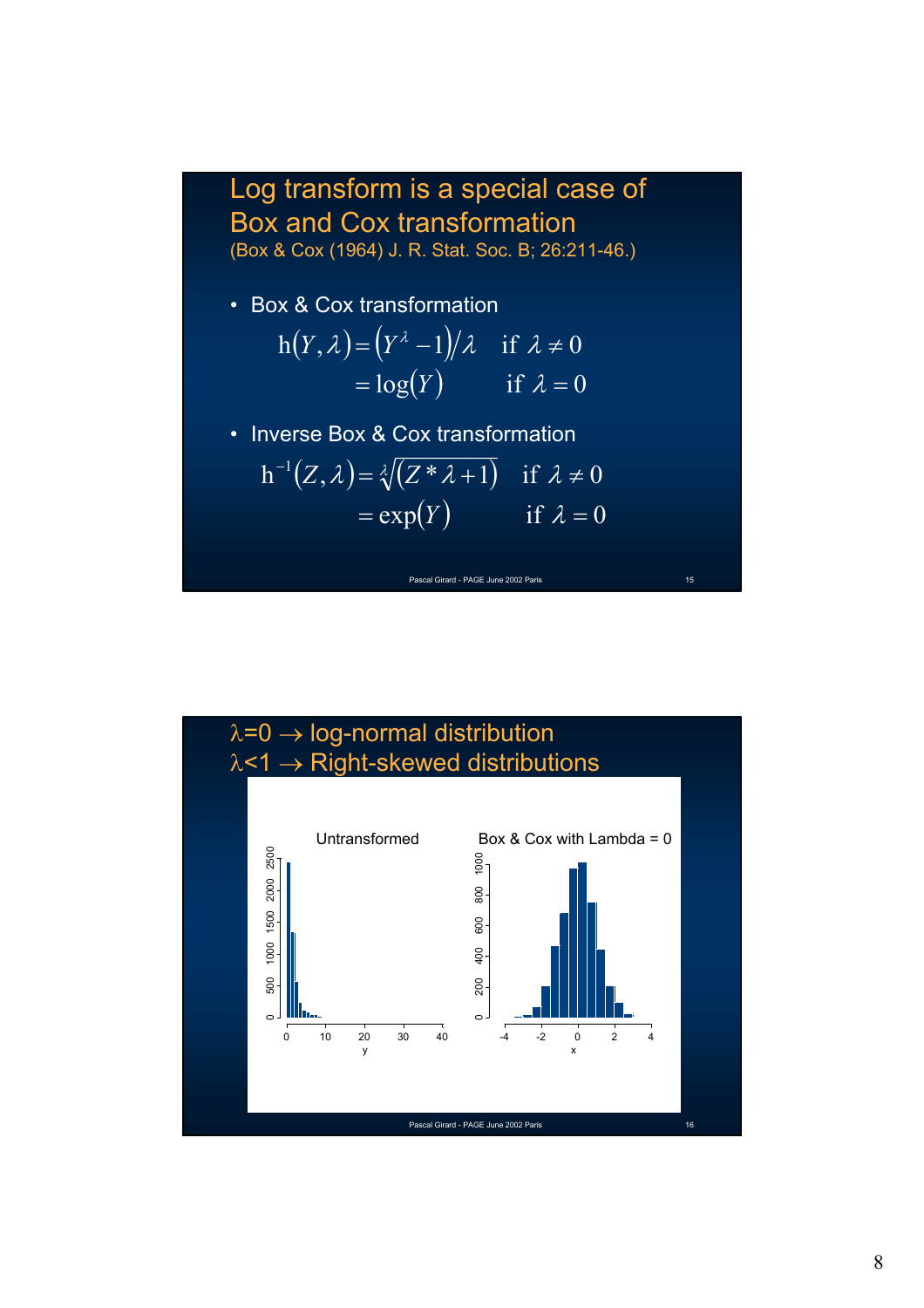# Log transform is a special case of Box and Cox transformation

(Box & Cox (1964) J. R. Stat. Soc. B; 26:211-46.)

- Box & Cox transformation

$$
\begin{aligned}
\mathrm{h}(Y,\lambda) &= \left(Y^{\lambda}-1\right)/\lambda \quad \text{if } \lambda \neq 0 \\
&= \log(Y) \quad \text{if } \lambda = 0
\end{aligned}
$$

- Inverse Box & Cox transformation

$$
\begin{aligned}
\mathrm{h}^{-1}(Z,\lambda) &= \sqrt[\lambda]{(Z*\lambda+1)} \quad \text{if } \lambda \neq 0 \\
&= \exp(Y) \quad \text{if } \lambda = 0
\end{aligned}
$$

Pascal Girard - PAGE June 2002 Paris

# λ=0 → log-normal distribution
# λ<1 → Right-skewed distributions

Untransformed | Box & Cox with Lambda = 0

Pascal Girard - PAGE June 2002 Paris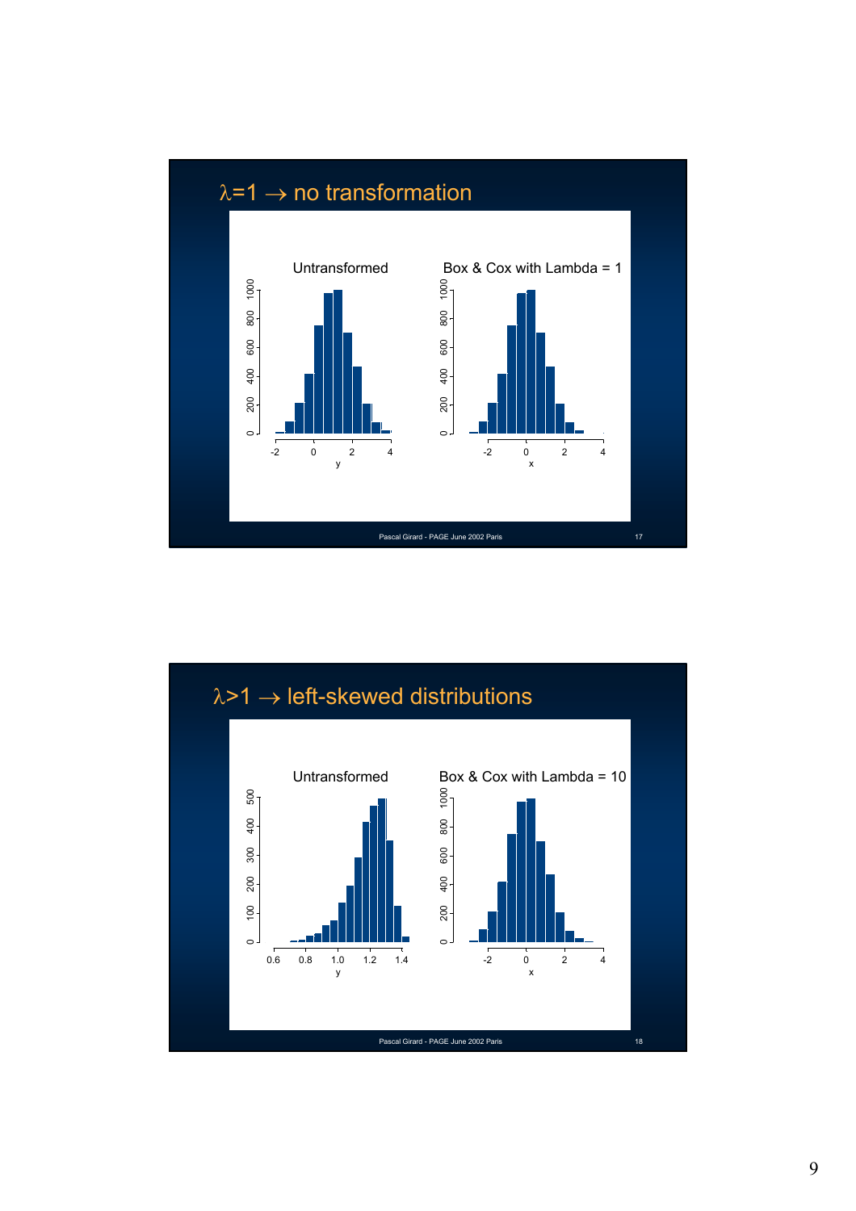# $\lambda$=1 → no transformation

Untransformed | Box & Cox with Lambda = 1

# $\lambda$>1 → left-skewed distributions

Untransformed | Box & Cox with Lambda = 10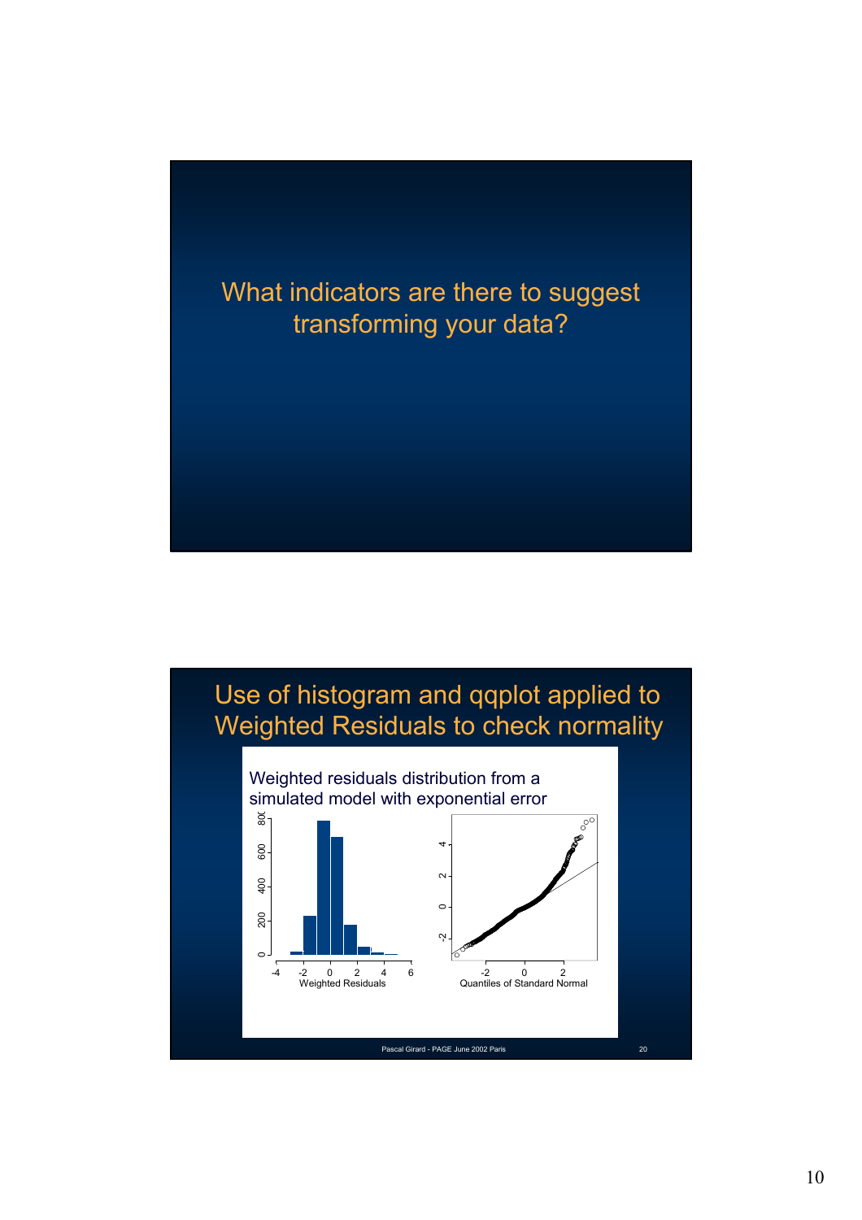What indicators are there to suggest transforming your data?

# Use of histogram and qqplot applied to Weighted Residuals to check normality

Weighted residuals distribution from a simulated model with exponential error

Pascal Girard - PAGE June 2002 Paris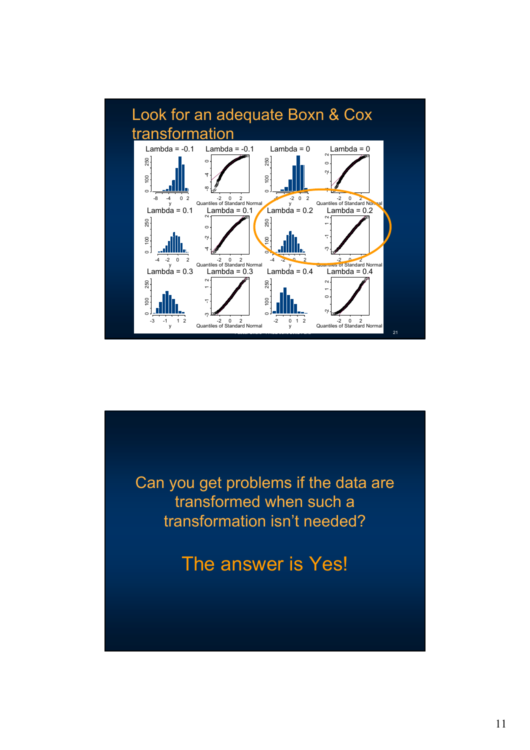## Look for an adequate Boxn & Cox transformation

Lambda = -0.1 | Lambda = -0.1 | Lambda = 0 | Lambda = 0

Lambda = 0.1 | Lambda = 0.1 | Lambda = 0.2 | Lambda = 0.2

Lambda = 0.3 | Lambda = 0.3 | Lambda = 0.4 | Lambda = 0.4

---

Can you get problems if the data are transformed when such a transformation isn't needed?

The answer is Yes!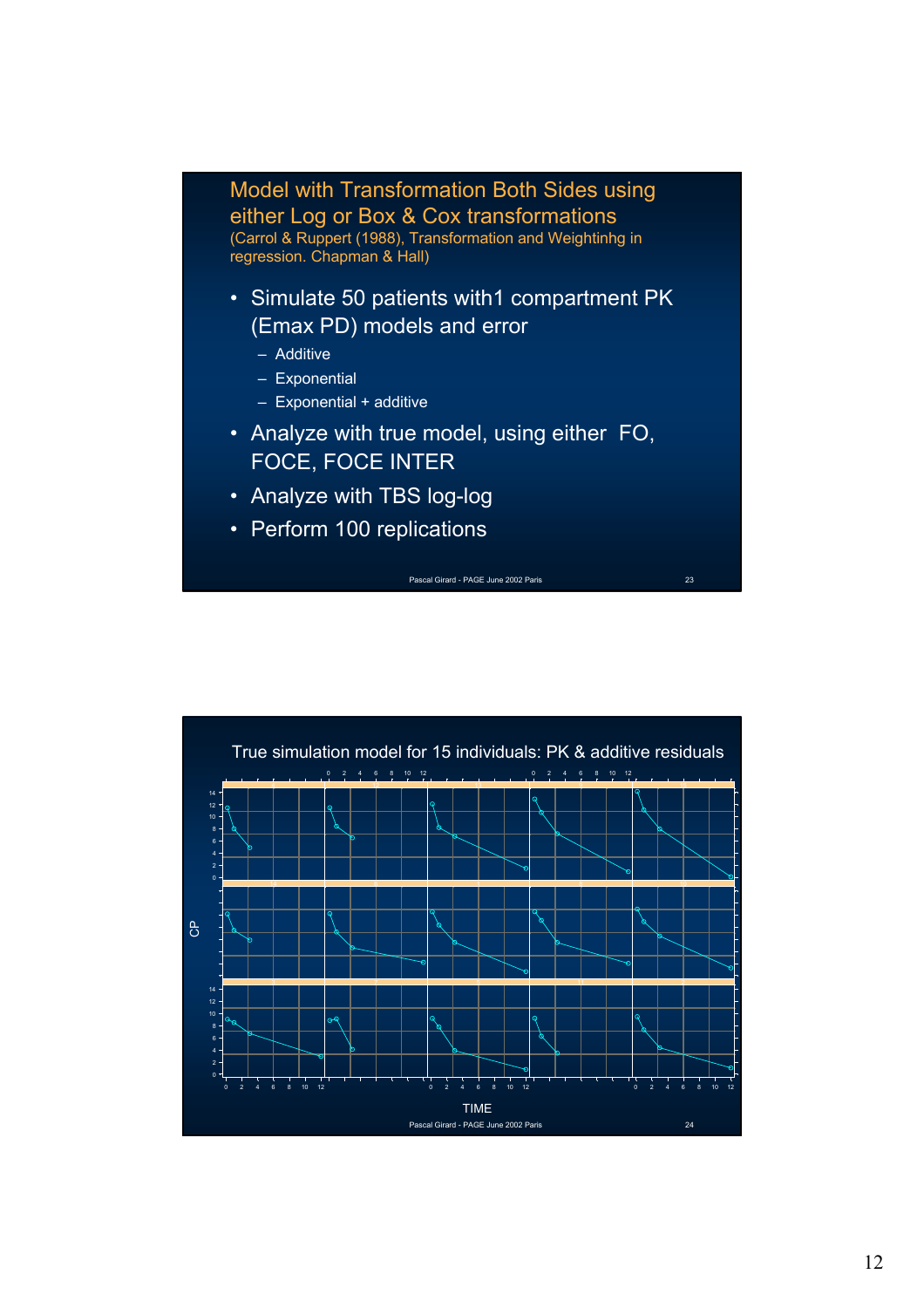## Model with Transformation Both Sides using either Log or Box & Cox transformations

(Carrol & Ruppert (1988), Transformation and Weightinhg in regression. Chapman & Hall)

- Simulate 50 patients with1 compartment PK (Emax PD) models and error
  - Additive
  - Exponential
  - Exponential + additive
- Analyze with true model, using either FO, FOCE, FOCE INTER
- Analyze with TBS log-log
- Perform 100 replications

## True simulation model for 15 individuals: PK & additive residuals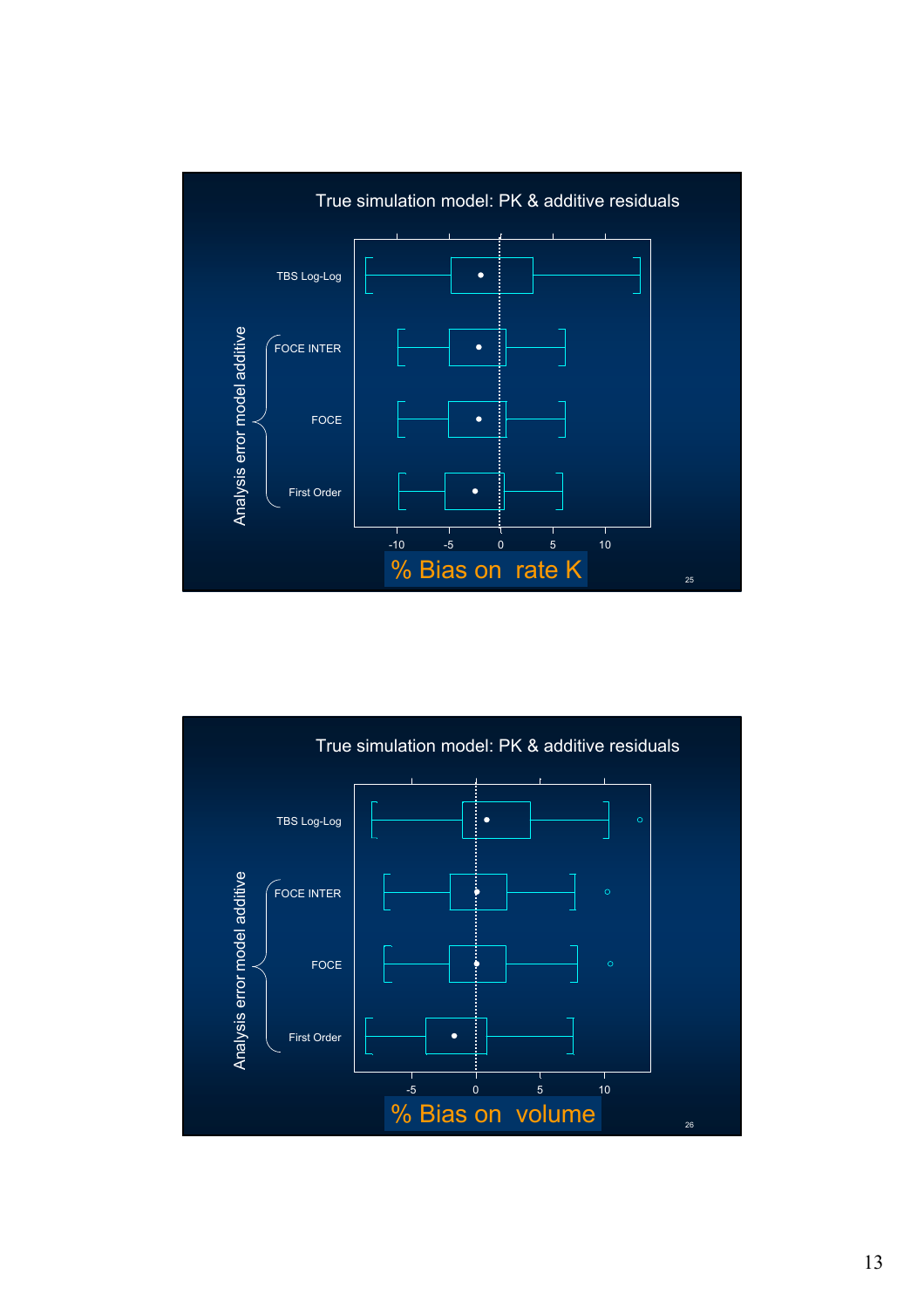True simulation model: PK & additive residuals

Analysis error model additive

TBS Log-Log

FOCE INTER

FOCE

First Order

-10 -5 0 5 10

% Bias on rate K

True simulation model: PK & additive residuals

Analysis error model additive

TBS Log-Log

FOCE INTER

FOCE

First Order

-5 0 5 10

% Bias on volume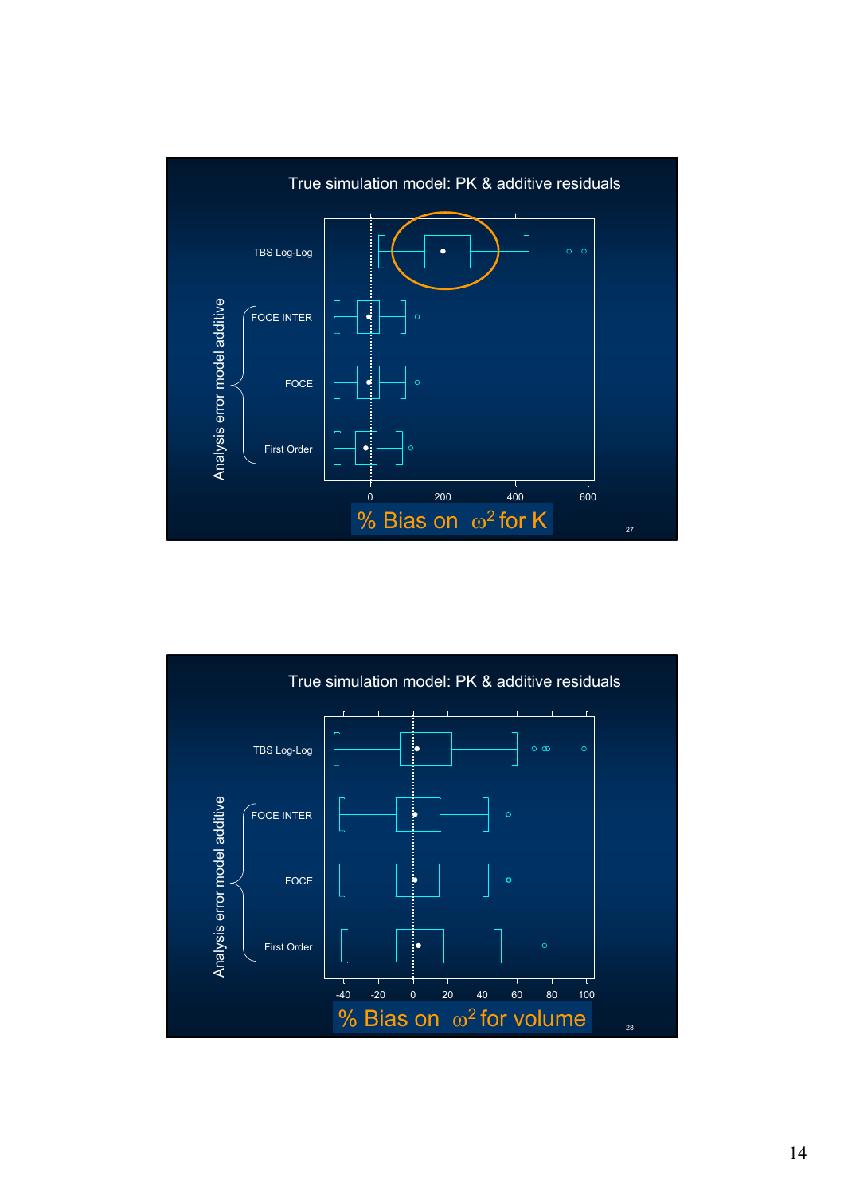## True simulation model: PK & additive residuals

Analysis error model additive: TBS Log-Log, FOCE INTER, FOCE, First Order

% Bias on $\omega^2$ for K

## True simulation model: PK & additive residuals

Analysis error model additive: TBS Log-Log, FOCE INTER, FOCE, First Order

% Bias on $\omega^2$ for volume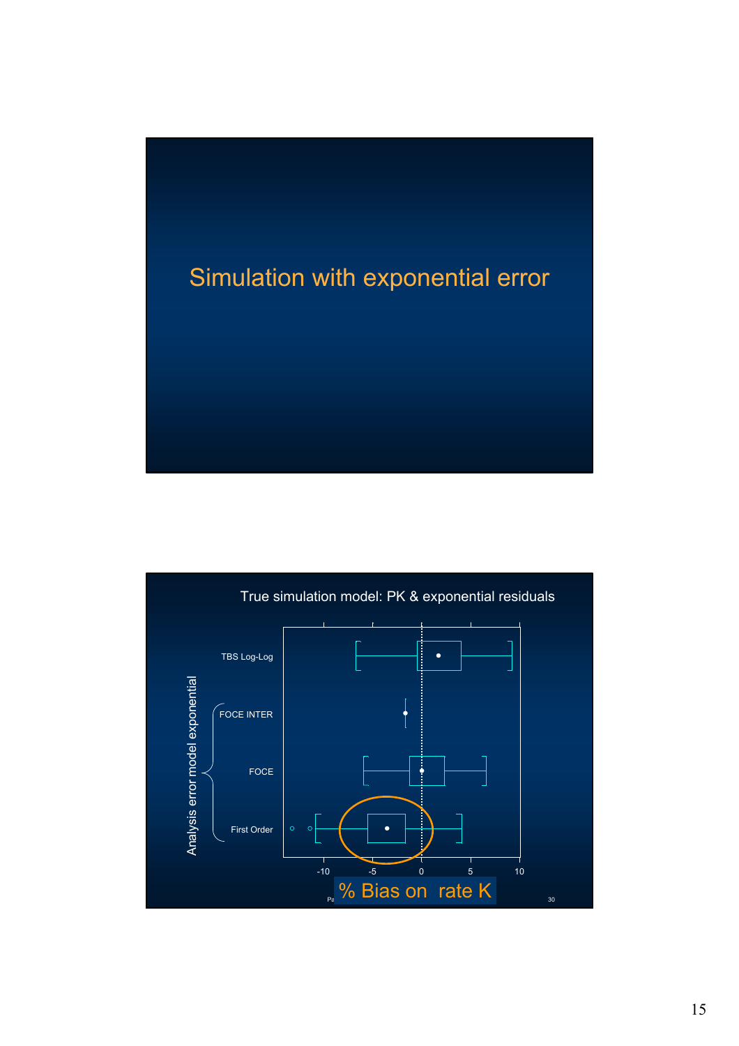## Simulation with exponential error

True simulation model: PK & exponential residuals

Analysis error model exponential

- TBS Log-Log
- FOCE INTER
- FOCE
- First Order

-10 -5 0 5 10

% Bias on rate K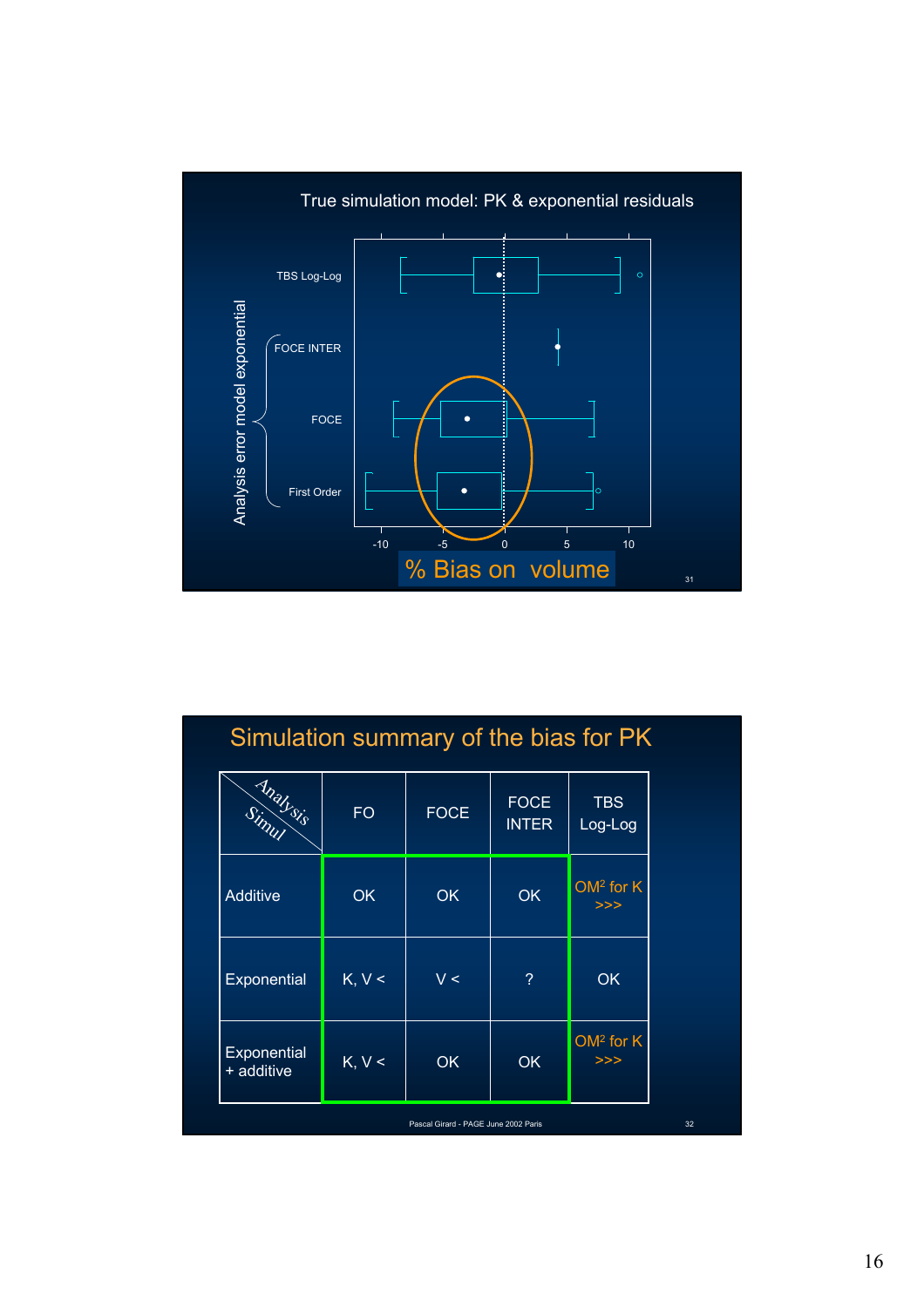## True simulation model: PK & exponential residuals

Analysis error model exponential

- TBS Log-Log
- FOCE INTER
- FOCE
- First Order

x-axis: -10, -5, 0, 5, 10

% Bias on volume

## Simulation summary of the bias for PK

| Simul \ Analysis | FO | FOCE | FOCE INTER | TBS Log-Log |
|---|---|---|---|---|
| Additive | OK | OK | OK | $OM^2$ for K >>> |
| Exponential | K, V < | V < | ? | OK |
| Exponential + additive | K, V < | OK | OK | $OM^2$ for K >>> |

Pascal Girard - PAGE June 2002 Paris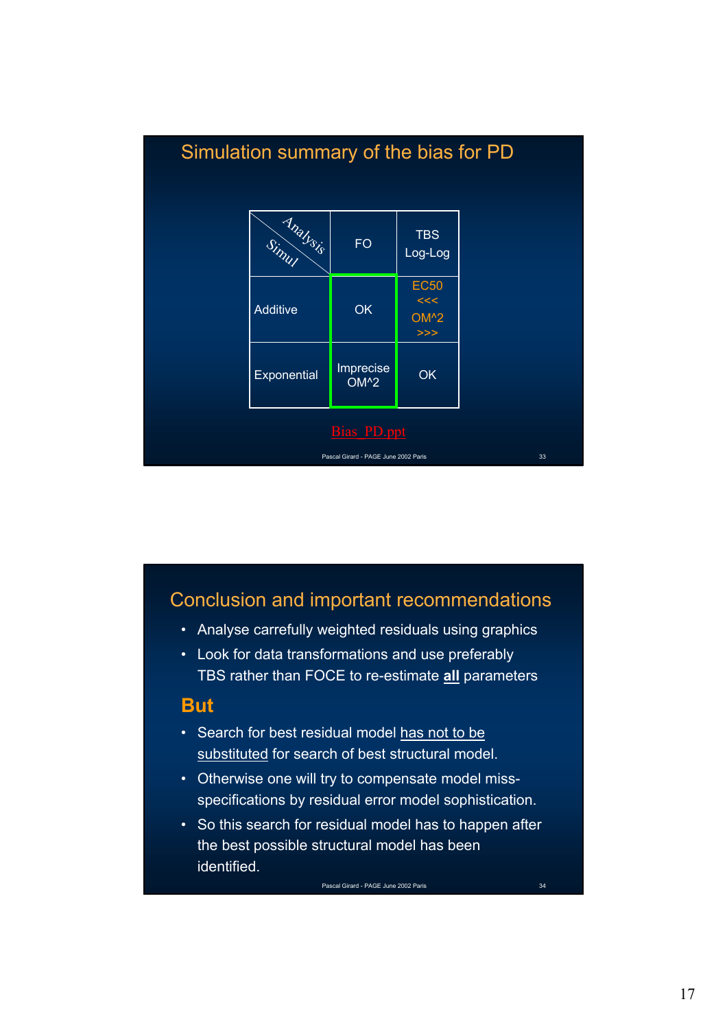## Simulation summary of the bias for PD

| Analysis / Simul | FO | TBS Log-Log |
|---|---|---|
| Additive | OK | EC50 <<< OM^2 >>> |
| Exponential | Imprecise OM^2 | OK |

Bias_PD.ppt

## Conclusion and important recommendations

- Analyse carrefully weighted residuals using graphics
- Look for data transformations and use preferably TBS rather than FOCE to re-estimate **all** parameters

### But

- Search for best residual model has not to be substituted for search of best structural model.
- Otherwise one will try to compensate model miss-specifications by residual error model sophistication.
- So this search for residual model has to happen after the best possible structural model has been identified.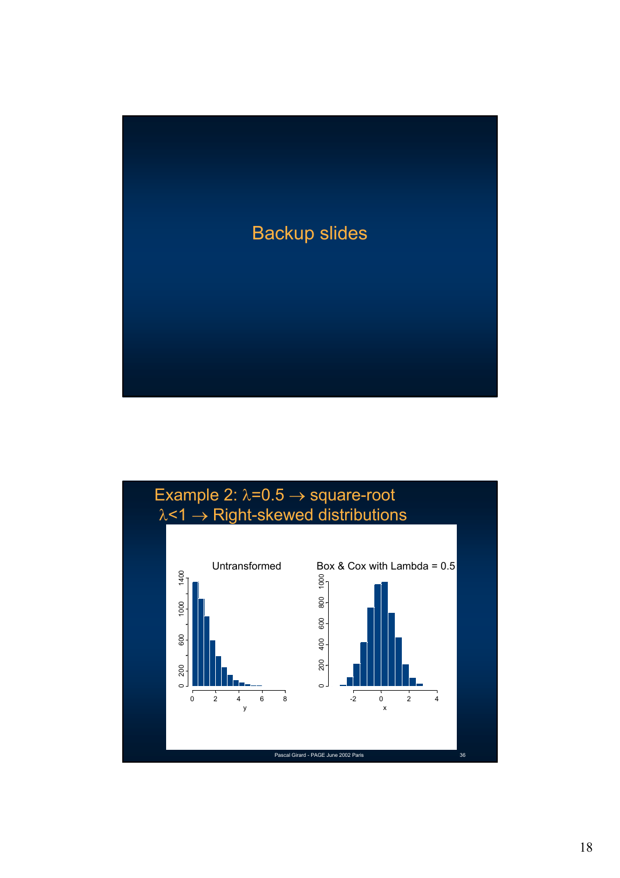# Backup slides

## Example 2: $\lambda$=0.5 $\rightarrow$ square-root
## $\lambda$<1 $\rightarrow$ Right-skewed distributions

Untransformed

Box & Cox with Lambda = 0.5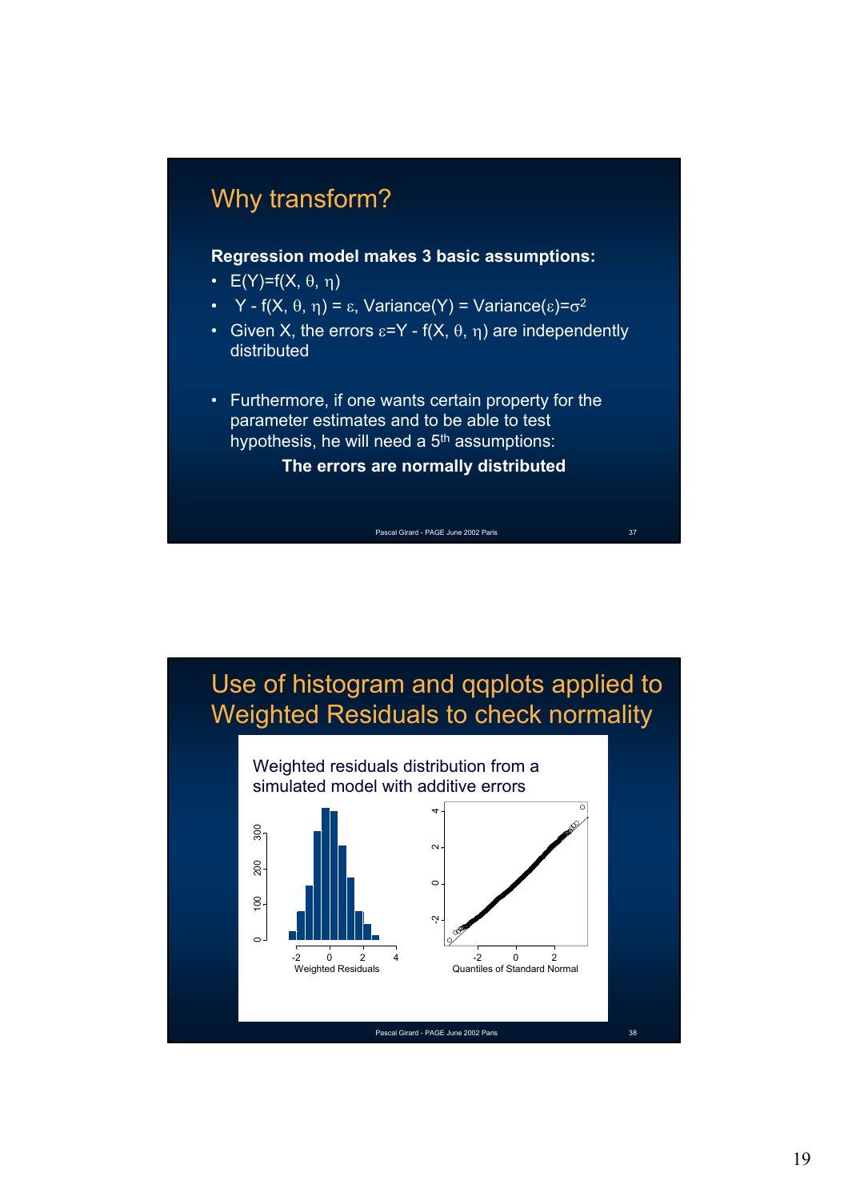## Why transform?

**Regression model makes 3 basic assumptions:**

- $E(Y)=f(X, \theta, \eta)$
- $Y - f(X, \theta, \eta) = \varepsilon$, $\text{Variance}(Y) = \text{Variance}(\varepsilon)=\sigma^2$
- Given X, the errors $\varepsilon=Y - f(X, \theta, \eta)$ are independently distributed

- Furthermore, if one wants certain property for the parameter estimates and to be able to test hypothesis, he will need a 5th assumptions:

  **The errors are normally distributed**

## Use of histogram and qqplots applied to Weighted Residuals to check normality

Weighted residuals distribution from a simulated model with additive errors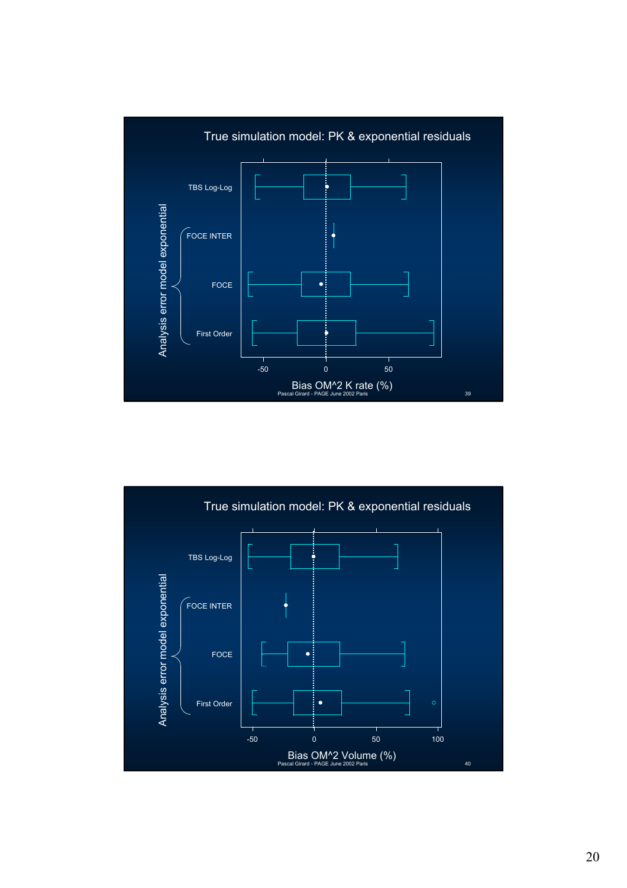## True simulation model: PK & exponential residuals

Analysis error model exponential

TBS Log-Log

FOCE INTER

FOCE

First Order

-50 0 50

Bias OM^2 K rate (%)

Pascal Girard - PAGE June 2002 Paris

## True simulation model: PK & exponential residuals

Analysis error model exponential

TBS Log-Log

FOCE INTER

FOCE

First Order

-50 0 50 100

Bias OM^2 Volume (%)

Pascal Girard - PAGE June 2002 Paris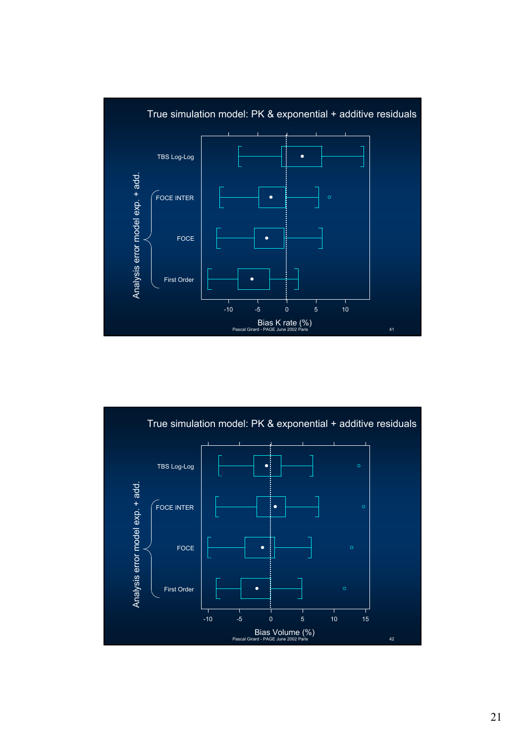True simulation model: PK & exponential + additive residuals

Analysis error model exp. + add.

TBS Log-Log

FOCE INTER

FOCE

First Order

-10 -5 0 5 10

Bias K rate (%)

Pascal Girard - PAGE June 2002 Paris

True simulation model: PK & exponential + additive residuals

Analysis error model exp. + add.

TBS Log-Log

FOCE INTER

FOCE

First Order

-10 -5 0 5 10 15

Bias Volume (%)

Pascal Girard - PAGE June 2002 Paris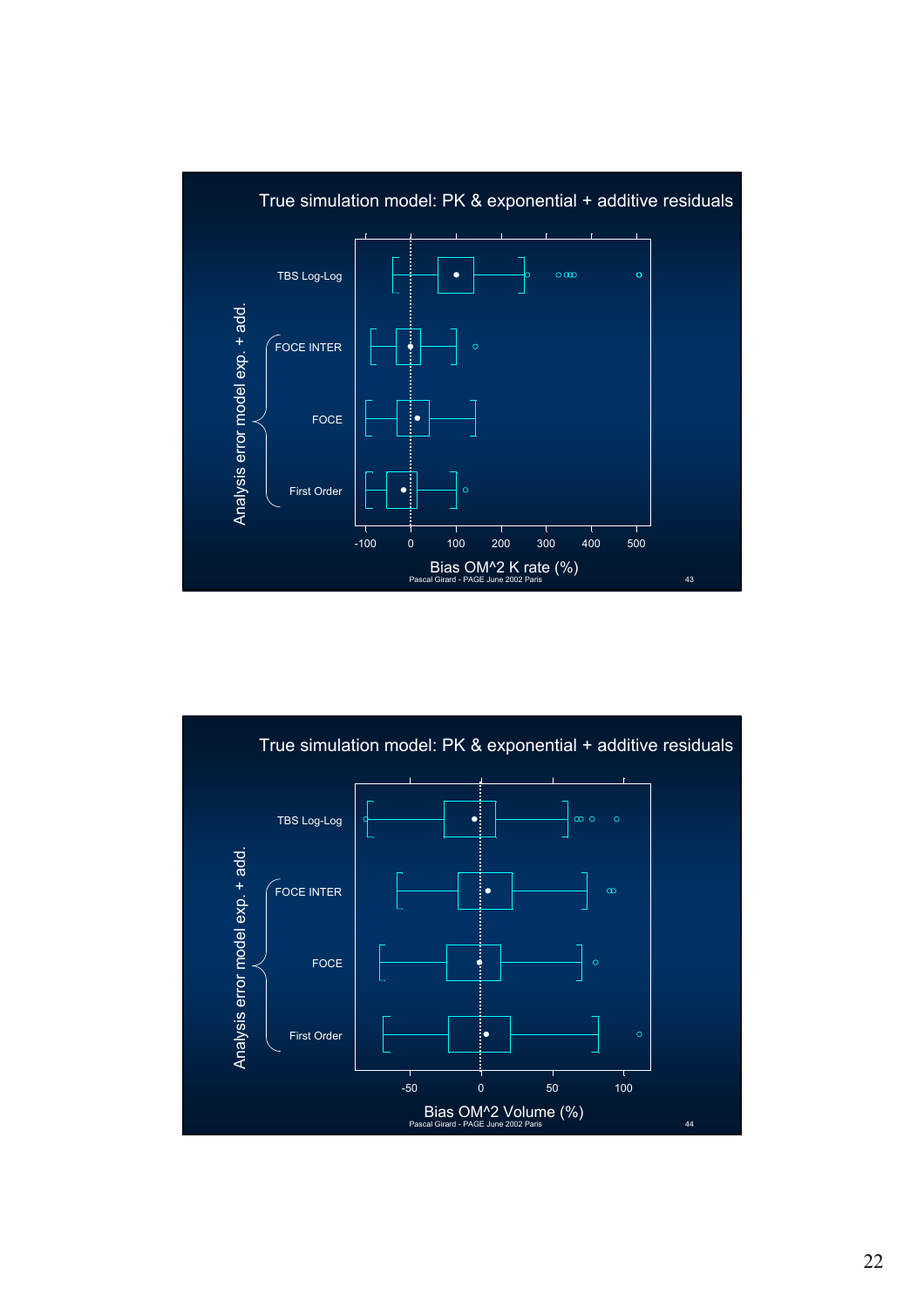True simulation model: PK & exponential + additive residuals

Analysis error model exp. + add.

TBS Log-Log

FOCE INTER

FOCE

First Order

-100
0
100
200
300
400
500

Bias OM^2 K rate (%)

Pascal Girard - PAGE June 2002 Paris

43

True simulation model: PK & exponential + additive residuals

Analysis error model exp. + add.

TBS Log-Log

FOCE INTER

FOCE

First Order

-50
0
50
100

Bias OM^2 Volume (%)

Pascal Girard - PAGE June 2002 Paris

44